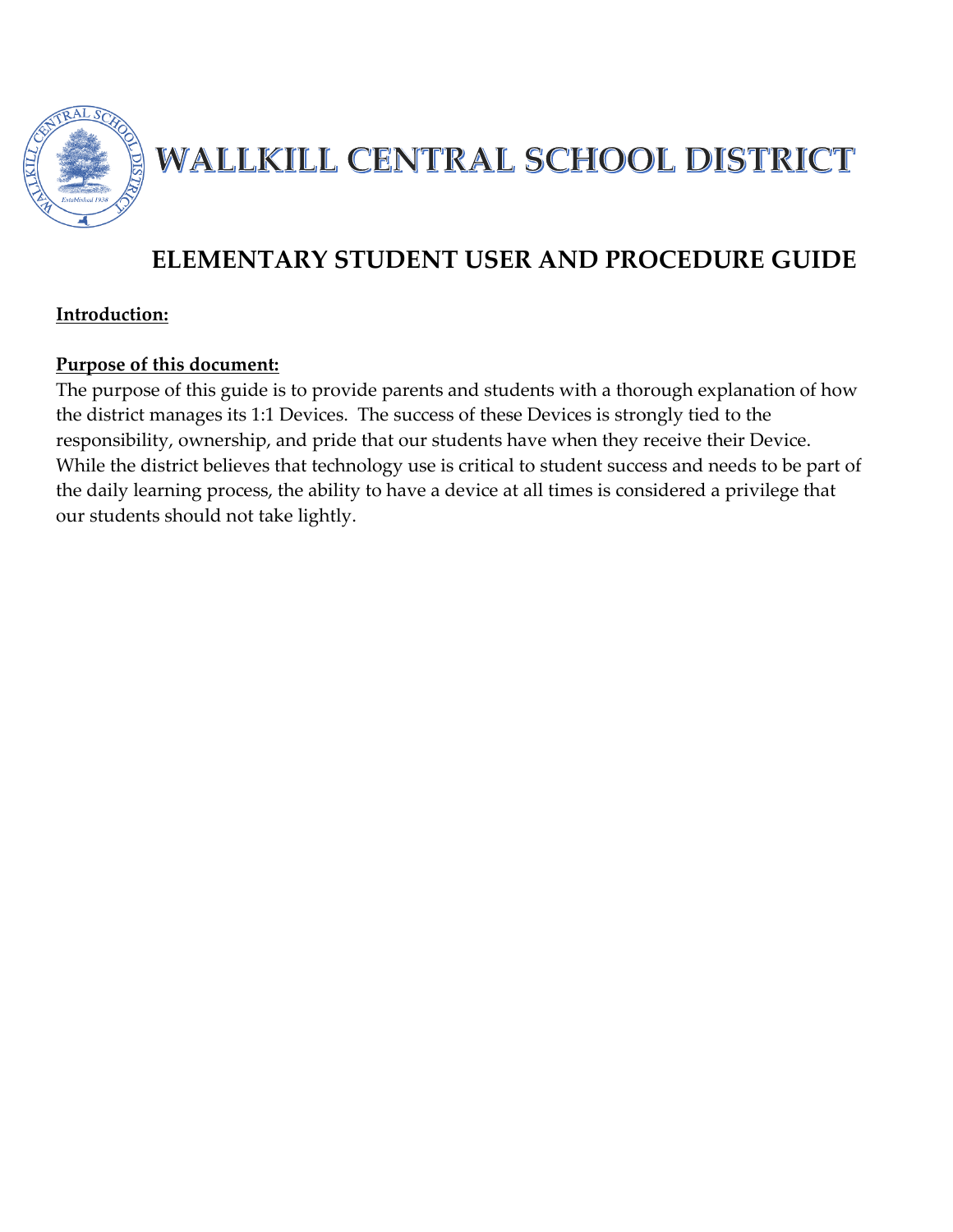# WALLKILL CENTRAL SCHOOL DISTRICT

## ELEMENTARY STUDENT USER AND PROCEDURE GUIDE

**Introduction:**

**Purpose of this document:**

The purpose of this guide is to provide parents and students with a thorough explanation of how the district manages its 1:1 Devices. The success of these Devices is strongly tied to the responsibility, ownership, and pride that our students have when they receive their Device. While the district believes that technology use is critical to student success and needs to be part of the daily learning process, the ability to have a device at all times is considered a privilege that our students should not take lightly.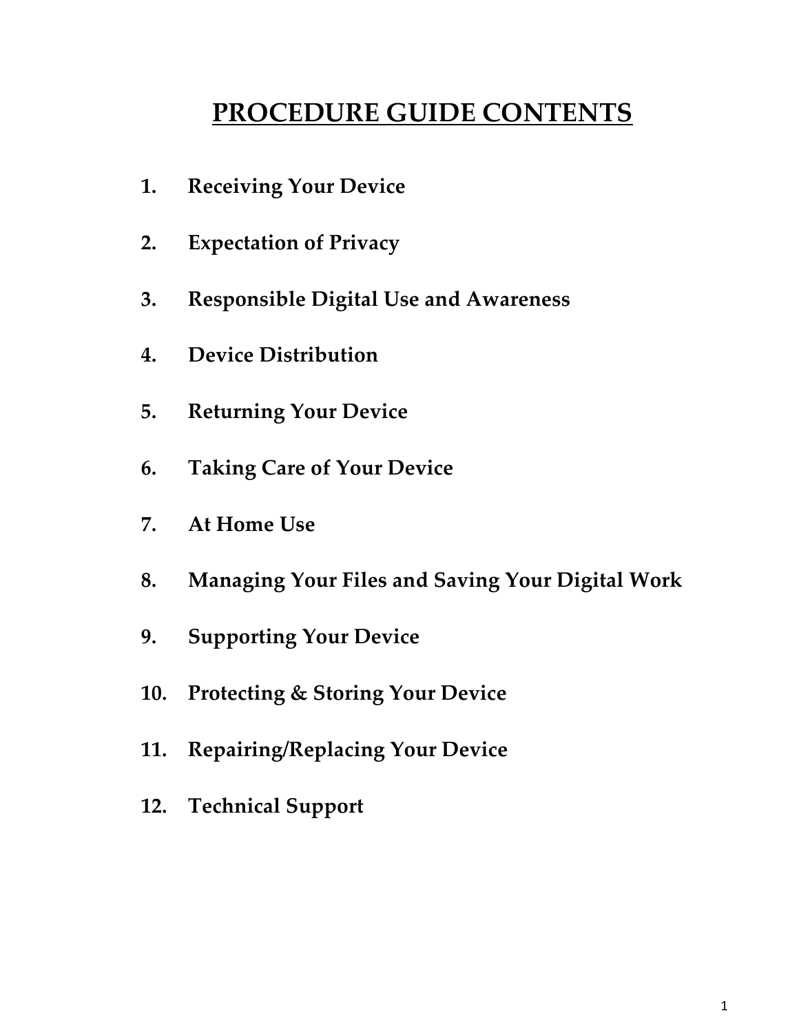# PROCEDURE GUIDE CONTENTS

1. **Receiving Your Device**
2. **Expectation of Privacy**
3. **Responsible Digital Use and Awareness**
4. **Device Distribution**
5. **Returning Your Device**
6. **Taking Care of Your Device**
7. **At Home Use**
8. **Managing Your Files and Saving Your Digital Work**
9. **Supporting Your Device**
10. **Protecting & Storing Your Device**
11. **Repairing/Replacing Your Device**
12. **Technical Support**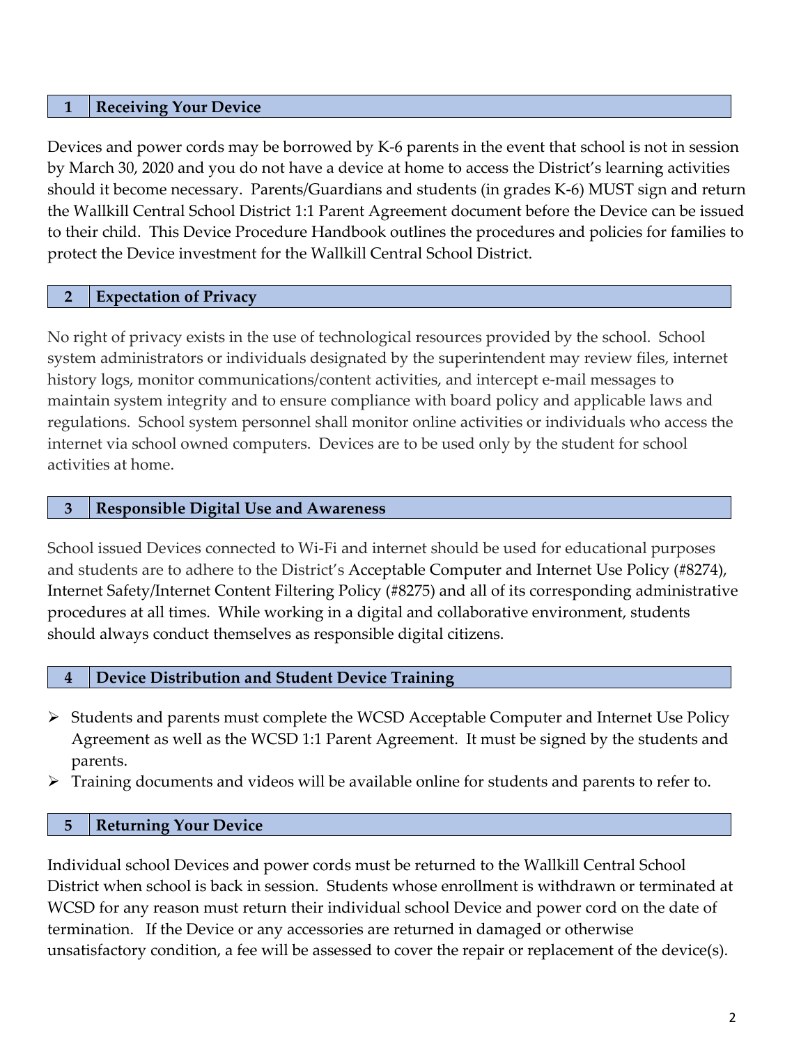## 1 Receiving Your Device

Devices and power cords may be borrowed by K-6 parents in the event that school is not in session by March 30, 2020 and you do not have a device at home to access the District's learning activities should it become necessary. Parents/Guardians and students (in grades K-6) MUST sign and return the Wallkill Central School District 1:1 Parent Agreement document before the Device can be issued to their child. This Device Procedure Handbook outlines the procedures and policies for families to protect the Device investment for the Wallkill Central School District.

## 2 Expectation of Privacy

No right of privacy exists in the use of technological resources provided by the school. School system administrators or individuals designated by the superintendent may review files, internet history logs, monitor communications/content activities, and intercept e-mail messages to maintain system integrity and to ensure compliance with board policy and applicable laws and regulations. School system personnel shall monitor online activities or individuals who access the internet via school owned computers. Devices are to be used only by the student for school activities at home.

## 3 Responsible Digital Use and Awareness

School issued Devices connected to Wi-Fi and internet should be used for educational purposes and students are to adhere to the District's Acceptable Computer and Internet Use Policy (#8274), Internet Safety/Internet Content Filtering Policy (#8275) and all of its corresponding administrative procedures at all times. While working in a digital and collaborative environment, students should always conduct themselves as responsible digital citizens.

## 4 Device Distribution and Student Device Training

- Students and parents must complete the WCSD Acceptable Computer and Internet Use Policy Agreement as well as the WCSD 1:1 Parent Agreement. It must be signed by the students and parents.
- Training documents and videos will be available online for students and parents to refer to.

## 5 Returning Your Device

Individual school Devices and power cords must be returned to the Wallkill Central School District when school is back in session. Students whose enrollment is withdrawn or terminated at WCSD for any reason must return their individual school Device and power cord on the date of termination. If the Device or any accessories are returned in damaged or otherwise unsatisfactory condition, a fee will be assessed to cover the repair or replacement of the device(s).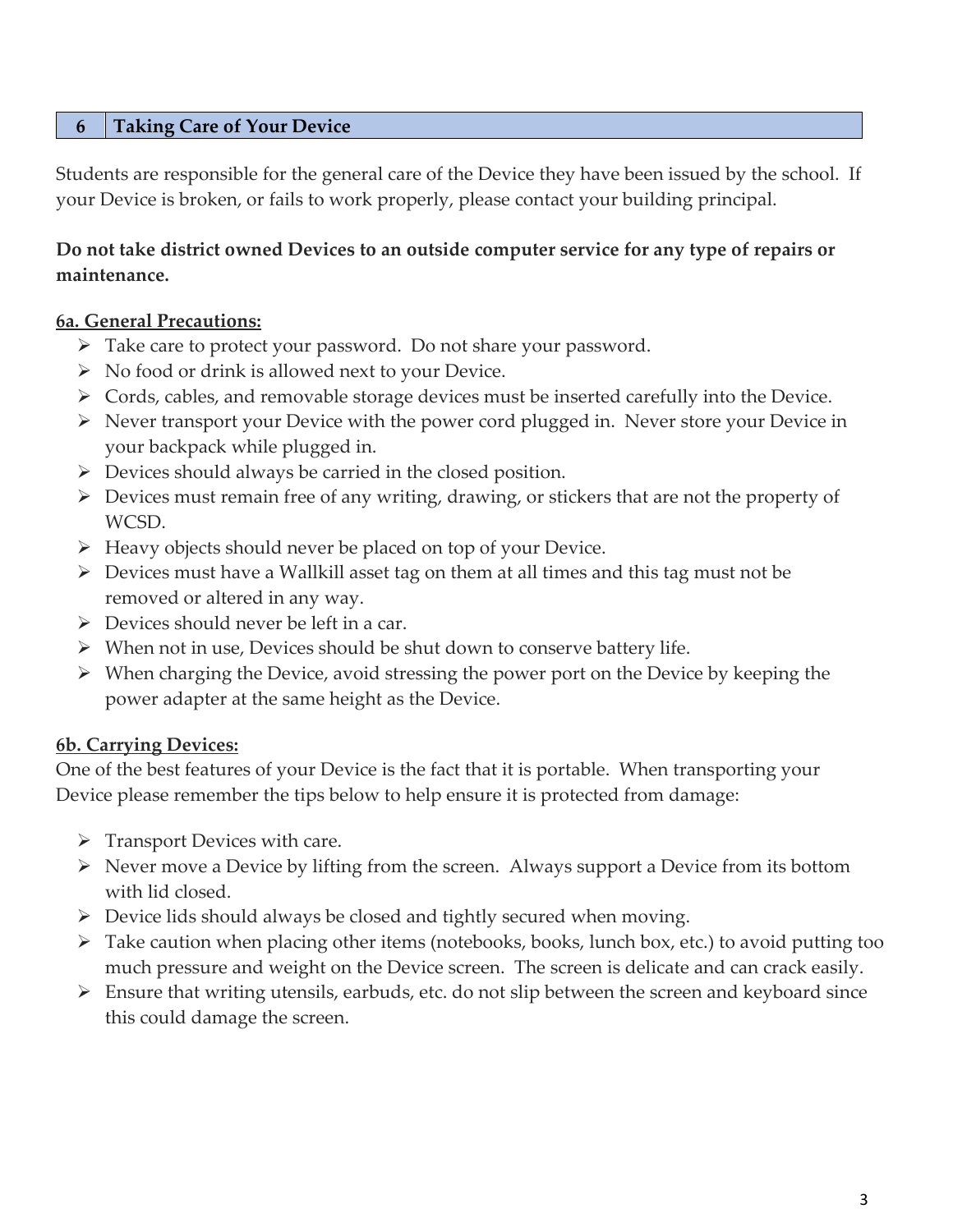## 6 Taking Care of Your Device

Students are responsible for the general care of the Device they have been issued by the school. If your Device is broken, or fails to work properly, please contact your building principal.

**Do not take district owned Devices to an outside computer service for any type of repairs or maintenance.**

### 6a. General Precautions:

- Take care to protect your password. Do not share your password.
- No food or drink is allowed next to your Device.
- Cords, cables, and removable storage devices must be inserted carefully into the Device.
- Never transport your Device with the power cord plugged in. Never store your Device in your backpack while plugged in.
- Devices should always be carried in the closed position.
- Devices must remain free of any writing, drawing, or stickers that are not the property of WCSD.
- Heavy objects should never be placed on top of your Device.
- Devices must have a Wallkill asset tag on them at all times and this tag must not be removed or altered in any way.
- Devices should never be left in a car.
- When not in use, Devices should be shut down to conserve battery life.
- When charging the Device, avoid stressing the power port on the Device by keeping the power adapter at the same height as the Device.

### 6b. Carrying Devices:

One of the best features of your Device is the fact that it is portable. When transporting your Device please remember the tips below to help ensure it is protected from damage:

- Transport Devices with care.
- Never move a Device by lifting from the screen. Always support a Device from its bottom with lid closed.
- Device lids should always be closed and tightly secured when moving.
- Take caution when placing other items (notebooks, books, lunch box, etc.) to avoid putting too much pressure and weight on the Device screen. The screen is delicate and can crack easily.
- Ensure that writing utensils, earbuds, etc. do not slip between the screen and keyboard since this could damage the screen.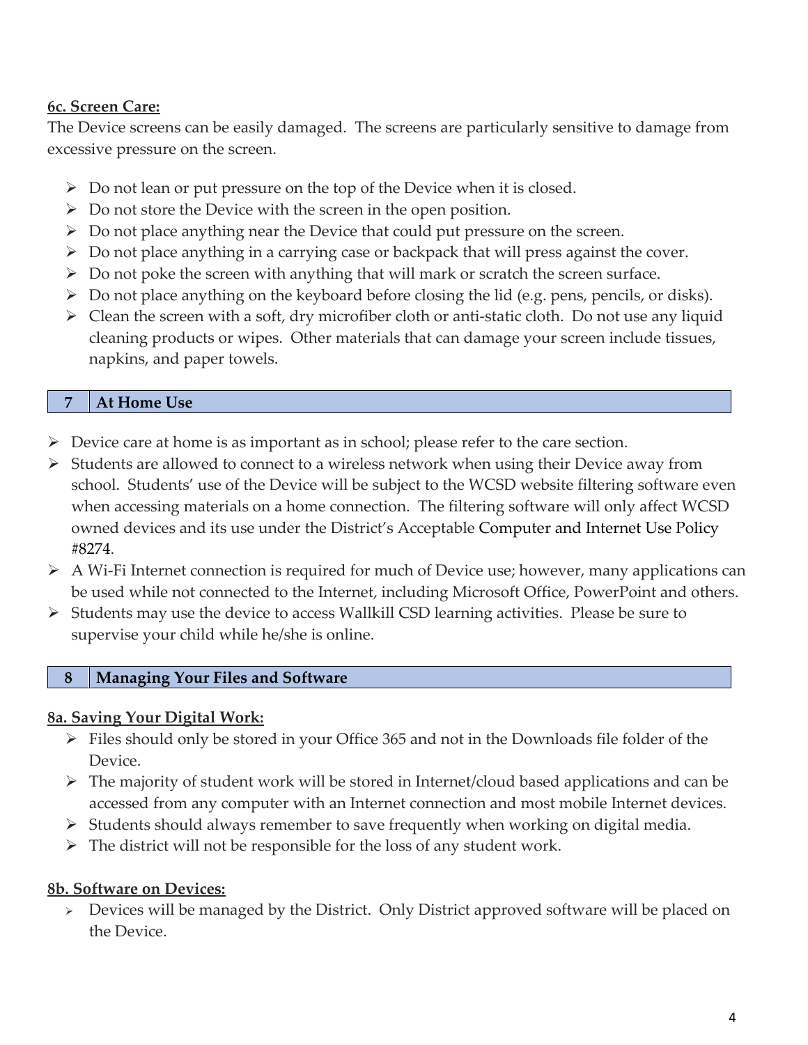#### 6c. Screen Care:

The Device screens can be easily damaged. The screens are particularly sensitive to damage from excessive pressure on the screen.

- Do not lean or put pressure on the top of the Device when it is closed.
- Do not store the Device with the screen in the open position.
- Do not place anything near the Device that could put pressure on the screen.
- Do not place anything in a carrying case or backpack that will press against the cover.
- Do not poke the screen with anything that will mark or scratch the screen surface.
- Do not place anything on the keyboard before closing the lid (e.g. pens, pencils, or disks).
- Clean the screen with a soft, dry microfiber cloth or anti-static cloth. Do not use any liquid cleaning products or wipes. Other materials that can damage your screen include tissues, napkins, and paper towels.

## 7 At Home Use

- Device care at home is as important as in school; please refer to the care section.
- Students are allowed to connect to a wireless network when using their Device away from school. Students' use of the Device will be subject to the WCSD website filtering software even when accessing materials on a home connection. The filtering software will only affect WCSD owned devices and its use under the District's Acceptable Computer and Internet Use Policy #8274.
- A Wi-Fi Internet connection is required for much of Device use; however, many applications can be used while not connected to the Internet, including Microsoft Office, PowerPoint and others.
- Students may use the device to access Wallkill CSD learning activities. Please be sure to supervise your child while he/she is online.

## 8 Managing Your Files and Software

#### 8a. Saving Your Digital Work:

- Files should only be stored in your Office 365 and not in the Downloads file folder of the Device.
- The majority of student work will be stored in Internet/cloud based applications and can be accessed from any computer with an Internet connection and most mobile Internet devices.
- Students should always remember to save frequently when working on digital media.
- The district will not be responsible for the loss of any student work.

#### 8b. Software on Devices:

- Devices will be managed by the District. Only District approved software will be placed on the Device.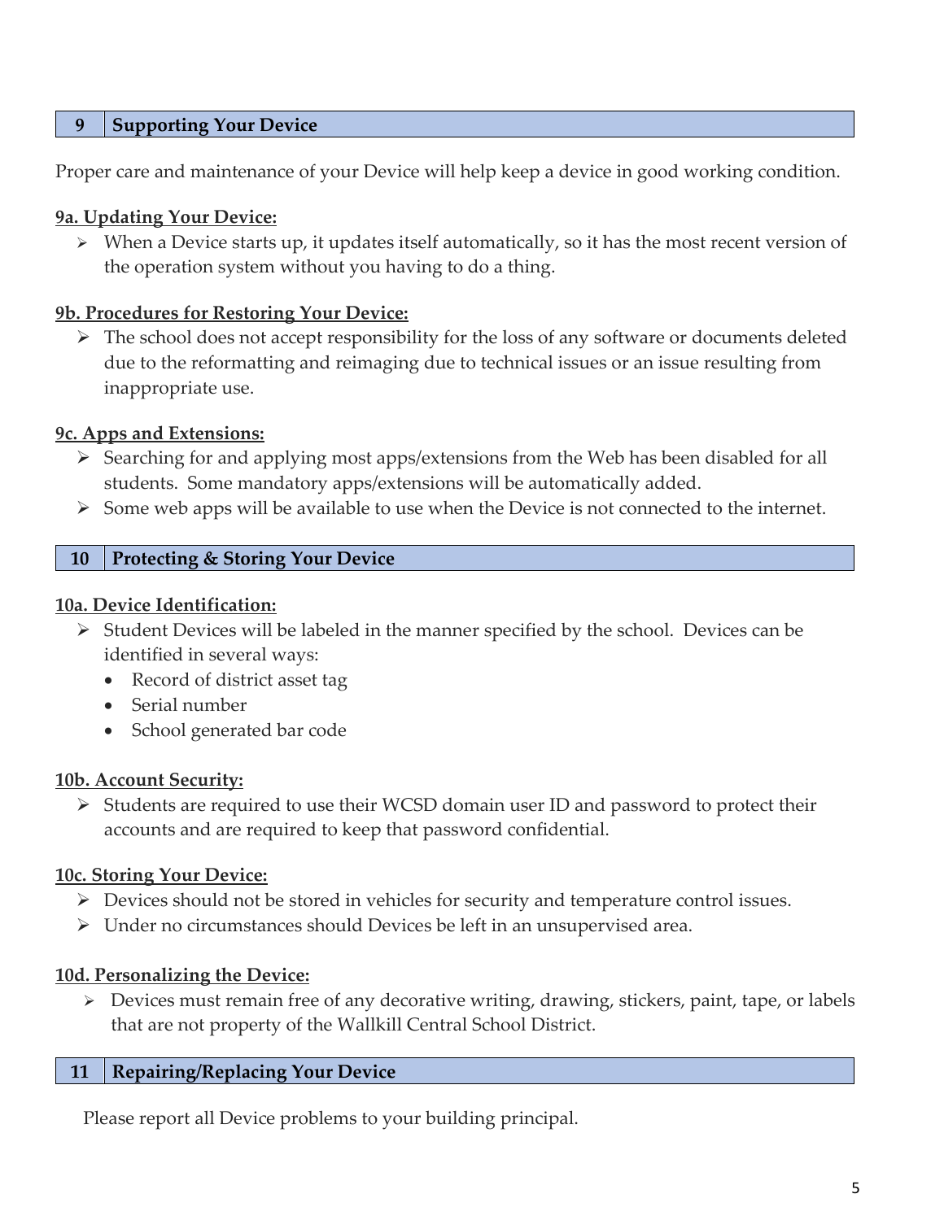## 9 Supporting Your Device

Proper care and maintenance of your Device will help keep a device in good working condition.

### 9a. Updating Your Device:

- When a Device starts up, it updates itself automatically, so it has the most recent version of the operation system without you having to do a thing.

### 9b. Procedures for Restoring Your Device:

- The school does not accept responsibility for the loss of any software or documents deleted due to the reformatting and reimaging due to technical issues or an issue resulting from inappropriate use.

### 9c. Apps and Extensions:

- Searching for and applying most apps/extensions from the Web has been disabled for all students. Some mandatory apps/extensions will be automatically added.
- Some web apps will be available to use when the Device is not connected to the internet.

## 10 Protecting & Storing Your Device

### 10a. Device Identification:

- Student Devices will be labeled in the manner specified by the school. Devices can be identified in several ways:
  - Record of district asset tag
  - Serial number
  - School generated bar code

### 10b. Account Security:

- Students are required to use their WCSD domain user ID and password to protect their accounts and are required to keep that password confidential.

### 10c. Storing Your Device:

- Devices should not be stored in vehicles for security and temperature control issues.
- Under no circumstances should Devices be left in an unsupervised area.

### 10d. Personalizing the Device:

- Devices must remain free of any decorative writing, drawing, stickers, paint, tape, or labels that are not property of the Wallkill Central School District.

## 11 Repairing/Replacing Your Device

Please report all Device problems to your building principal.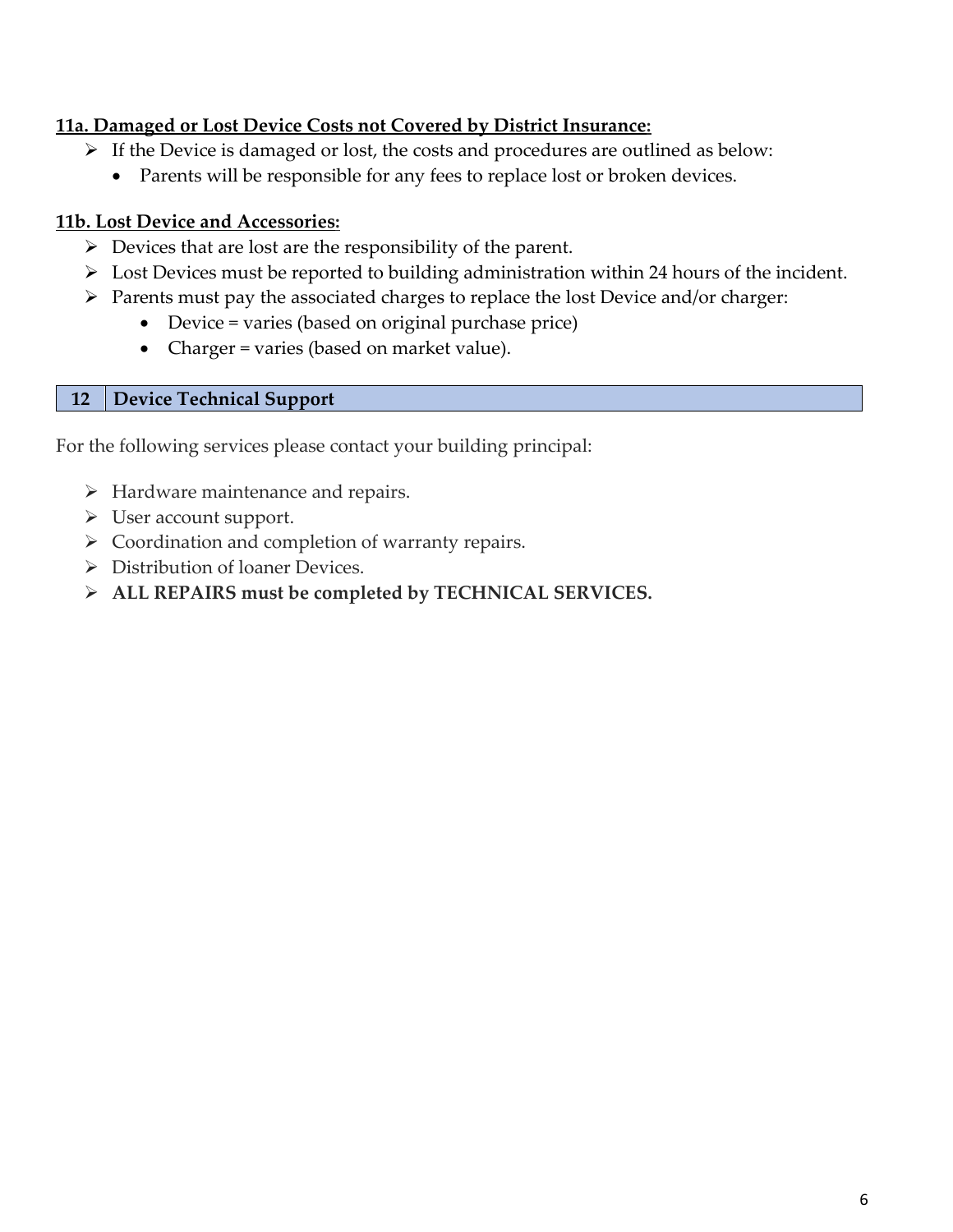**11a. Damaged or Lost Device Costs not Covered by District Insurance:**

- If the Device is damaged or lost, the costs and procedures are outlined as below:
  - Parents will be responsible for any fees to replace lost or broken devices.

**11b. Lost Device and Accessories:**

- Devices that are lost are the responsibility of the parent.
- Lost Devices must be reported to building administration within 24 hours of the incident.
- Parents must pay the associated charges to replace the lost Device and/or charger:
  - Device = varies (based on original purchase price)
  - Charger = varies (based on market value).

## 12 Device Technical Support

For the following services please contact your building principal:

- Hardware maintenance and repairs.
- User account support.
- Coordination and completion of warranty repairs.
- Distribution of loaner Devices.
- **ALL REPAIRS must be completed by TECHNICAL SERVICES.**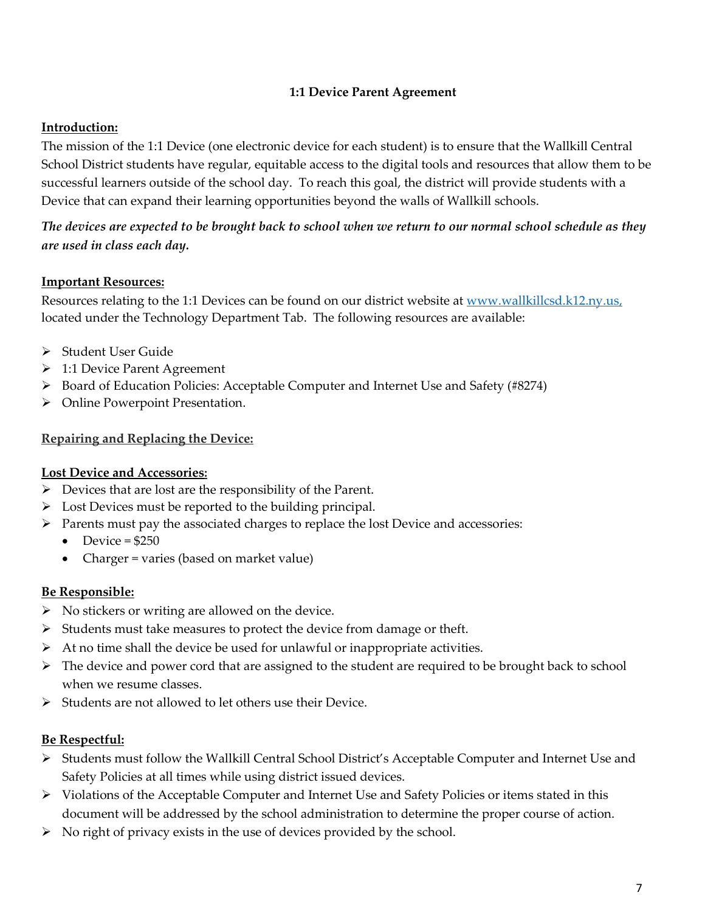### 1:1 Device Parent Agreement

**Introduction:**

The mission of the 1:1 Device (one electronic device for each student) is to ensure that the Wallkill Central School District students have regular, equitable access to the digital tools and resources that allow them to be successful learners outside of the school day. To reach this goal, the district will provide students with a Device that can expand their learning opportunities beyond the walls of Wallkill schools.

***The devices are expected to be brought back to school when we return to our normal school schedule as they are used in class each day.***

**Important Resources:**

Resources relating to the 1:1 Devices can be found on our district website at [www.wallkillcsd.k12.ny.us,](http://www.wallkillcsd.k12.ny.us) located under the Technology Department Tab. The following resources are available:

- Student User Guide
- 1:1 Device Parent Agreement
- Board of Education Policies: Acceptable Computer and Internet Use and Safety (#8274)
- Online Powerpoint Presentation.

**Repairing and Replacing the Device:**

**Lost Device and Accessories:**

- Devices that are lost are the responsibility of the Parent.
- Lost Devices must be reported to the building principal.
- Parents must pay the associated charges to replace the lost Device and accessories:
  - Device = $250
  - Charger = varies (based on market value)

**Be Responsible:**

- No stickers or writing are allowed on the device.
- Students must take measures to protect the device from damage or theft.
- At no time shall the device be used for unlawful or inappropriate activities.
- The device and power cord that are assigned to the student are required to be brought back to school when we resume classes.
- Students are not allowed to let others use their Device.

**Be Respectful:**

- Students must follow the Wallkill Central School District's Acceptable Computer and Internet Use and Safety Policies at all times while using district issued devices.
- Violations of the Acceptable Computer and Internet Use and Safety Policies or items stated in this document will be addressed by the school administration to determine the proper course of action.
- No right of privacy exists in the use of devices provided by the school.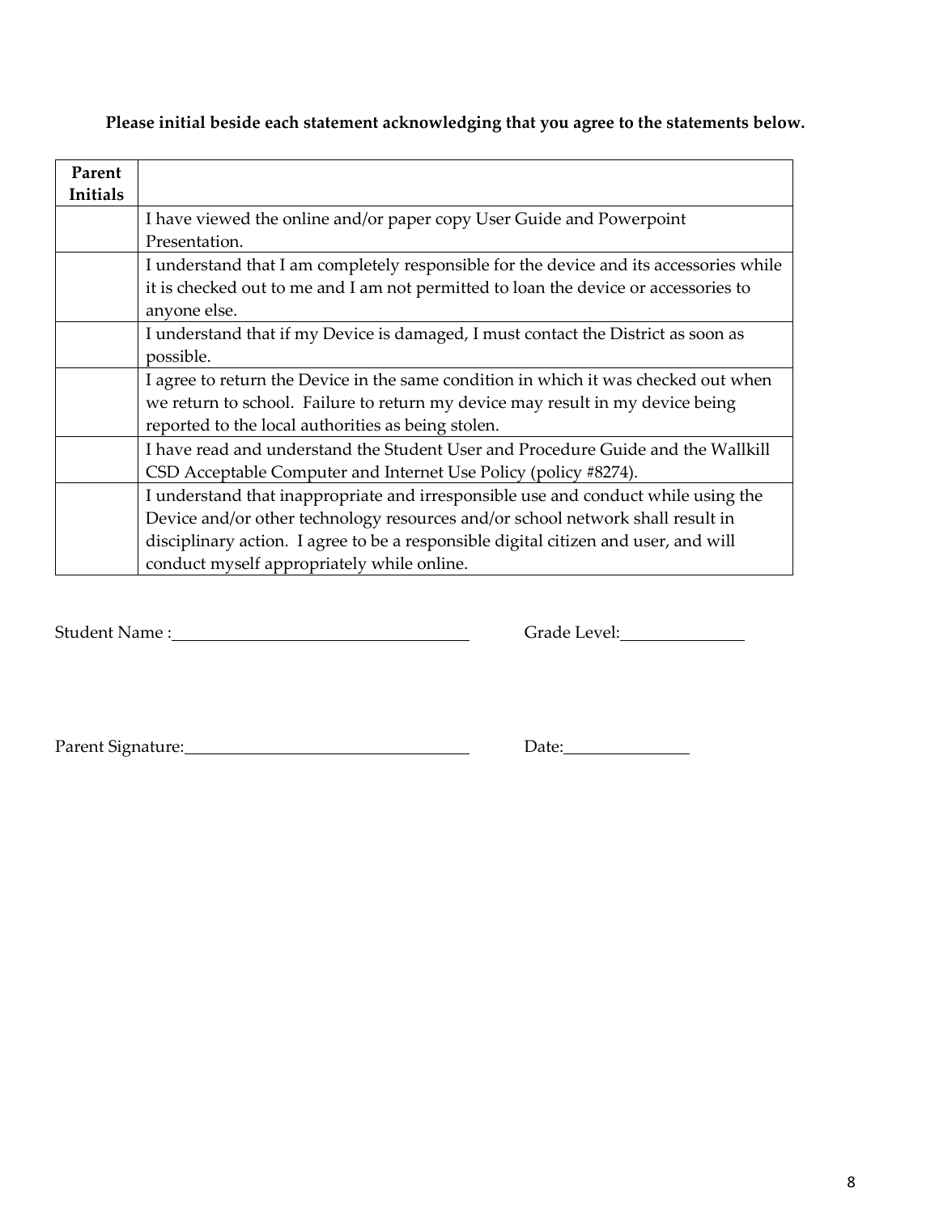**Please initial beside each statement acknowledging that you agree to the statements below.**

| **Parent Initials** | |
|---|---|
| | I have viewed the online and/or paper copy User Guide and Powerpoint Presentation. |
| | I understand that I am completely responsible for the device and its accessories while it is checked out to me and I am not permitted to loan the device or accessories to anyone else. |
| | I understand that if my Device is damaged, I must contact the District as soon as possible. |
| | I agree to return the Device in the same condition in which it was checked out when we return to school. Failure to return my device may result in my device being reported to the local authorities as being stolen. |
| | I have read and understand the Student User and Procedure Guide and the Wallkill CSD Acceptable Computer and Internet Use Policy (policy #8274). |
| | I understand that inappropriate and irresponsible use and conduct while using the Device and/or other technology resources and/or school network shall result in disciplinary action. I agree to be a responsible digital citizen and user, and will conduct myself appropriately while online. |

Student Name :\_\_\_\_\_\_\_\_\_\_\_\_\_\_\_\_\_\_\_\_\_\_\_\_\_\_\_\_\_\_ Grade Level:\_\_\_\_\_\_\_\_\_\_\_\_

Parent Signature:\_\_\_\_\_\_\_\_\_\_\_\_\_\_\_\_\_\_\_\_\_\_\_\_\_\_\_\_\_\_ Date:\_\_\_\_\_\_\_\_\_\_\_\_